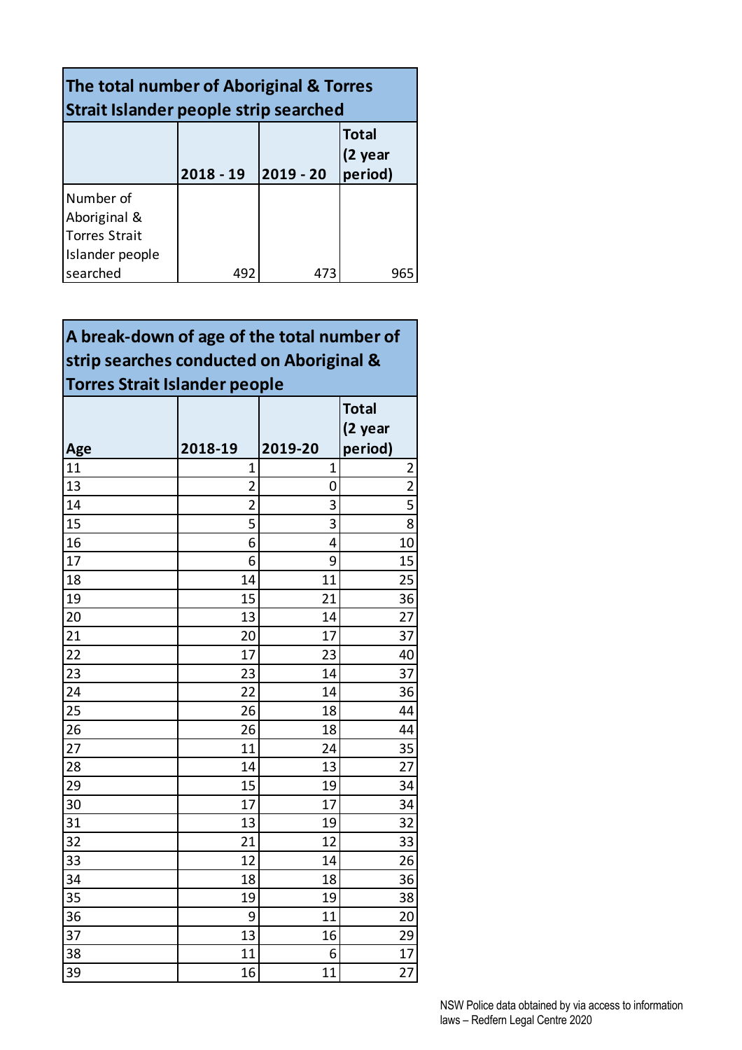| The total number of Aboriginal & Torres Strait Islander people strip searched | | | |
|---|---|---|---|
| | 2018 - 19 | 2019 - 20 | Total (2 year period) |
| Number of Aboriginal & Torres Strait Islander people searched | 492 | 473 | 965 |

| A break-down of age of the total number of strip searches conducted on Aboriginal & Torres Strait Islander people | | | |
|---|---|---|---|
| Age | 2018-19 | 2019-20 | Total (2 year period) |
| 11 | 1 | 1 | 2 |
| 13 | 2 | 0 | 2 |
| 14 | 2 | 3 | 5 |
| 15 | 5 | 3 | 8 |
| 16 | 6 | 4 | 10 |
| 17 | 6 | 9 | 15 |
| 18 | 14 | 11 | 25 |
| 19 | 15 | 21 | 36 |
| 20 | 13 | 14 | 27 |
| 21 | 20 | 17 | 37 |
| 22 | 17 | 23 | 40 |
| 23 | 23 | 14 | 37 |
| 24 | 22 | 14 | 36 |
| 25 | 26 | 18 | 44 |
| 26 | 26 | 18 | 44 |
| 27 | 11 | 24 | 35 |
| 28 | 14 | 13 | 27 |
| 29 | 15 | 19 | 34 |
| 30 | 17 | 17 | 34 |
| 31 | 13 | 19 | 32 |
| 32 | 21 | 12 | 33 |
| 33 | 12 | 14 | 26 |
| 34 | 18 | 18 | 36 |
| 35 | 19 | 19 | 38 |
| 36 | 9 | 11 | 20 |
| 37 | 13 | 16 | 29 |
| 38 | 11 | 6 | 17 |
| 39 | 16 | 11 | 27 |

NSW Police data obtained by via access to information laws – Redfern Legal Centre 2020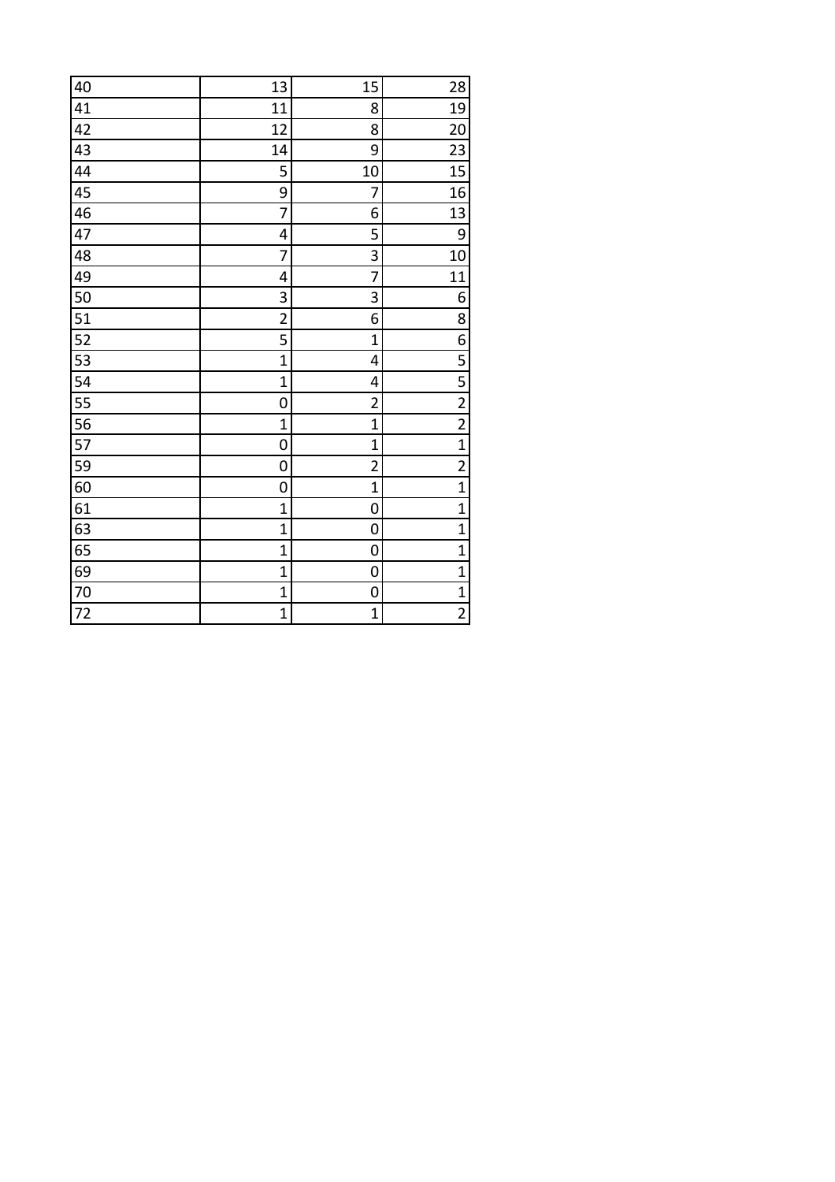| | | | |
|---|---|---|---|
| 40 | 13 | 15 | 28 |
| 41 | 11 | 8 | 19 |
| 42 | 12 | 8 | 20 |
| 43 | 14 | 9 | 23 |
| 44 | 5 | 10 | 15 |
| 45 | 9 | 7 | 16 |
| 46 | 7 | 6 | 13 |
| 47 | 4 | 5 | 9 |
| 48 | 7 | 3 | 10 |
| 49 | 4 | 7 | 11 |
| 50 | 3 | 3 | 6 |
| 51 | 2 | 6 | 8 |
| 52 | 5 | 1 | 6 |
| 53 | 1 | 4 | 5 |
| 54 | 1 | 4 | 5 |
| 55 | 0 | 2 | 2 |
| 56 | 1 | 1 | 2 |
| 57 | 0 | 1 | 1 |
| 59 | 0 | 2 | 2 |
| 60 | 0 | 1 | 1 |
| 61 | 1 | 0 | 1 |
| 63 | 1 | 0 | 1 |
| 65 | 1 | 0 | 1 |
| 69 | 1 | 0 | 1 |
| 70 | 1 | 0 | 1 |
| 72 | 1 | 1 | 2 |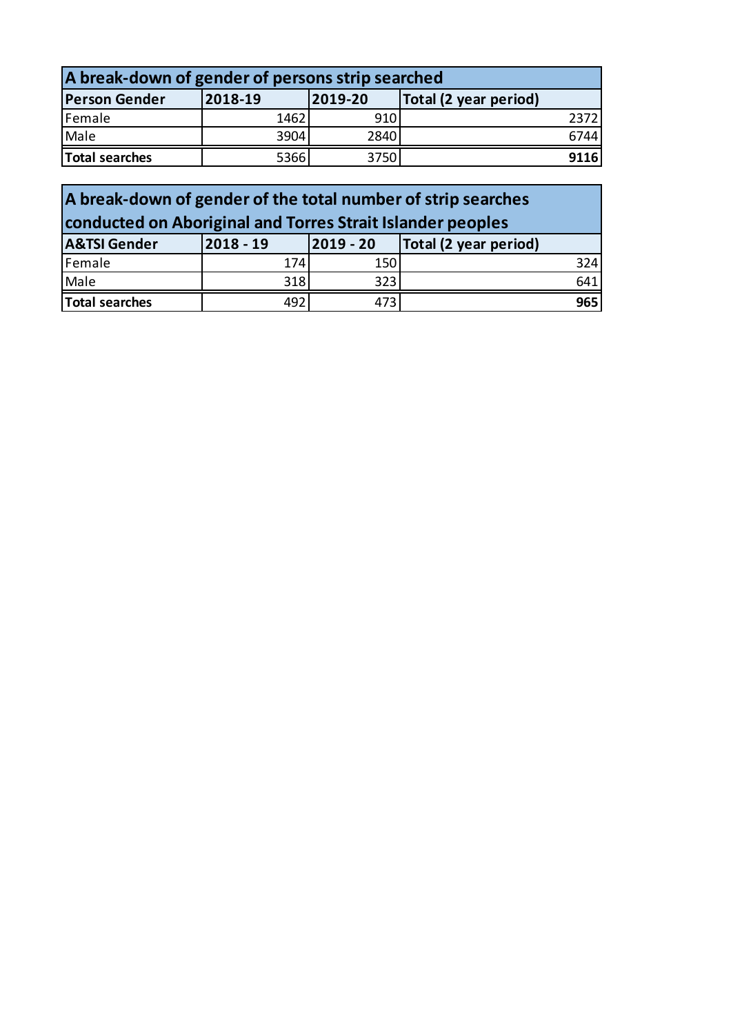| A break-down of gender of persons strip searched | | | |
|---|---|---|---|
| **Person Gender** | **2018-19** | **2019-20** | **Total (2 year period)** |
| Female | 1462 | 910 | 2372 |
| Male | 3904 | 2840 | 6744 |
| **Total searches** | 5366 | 3750 | **9116** |

| A break-down of gender of the total number of strip searches conducted on Aboriginal and Torres Strait Islander peoples | | | |
|---|---|---|---|
| **A&TSI Gender** | **2018 - 19** | **2019 - 20** | **Total (2 year period)** |
| Female | 174 | 150 | 324 |
| Male | 318 | 323 | 641 |
| **Total searches** | 492 | 473 | **965** |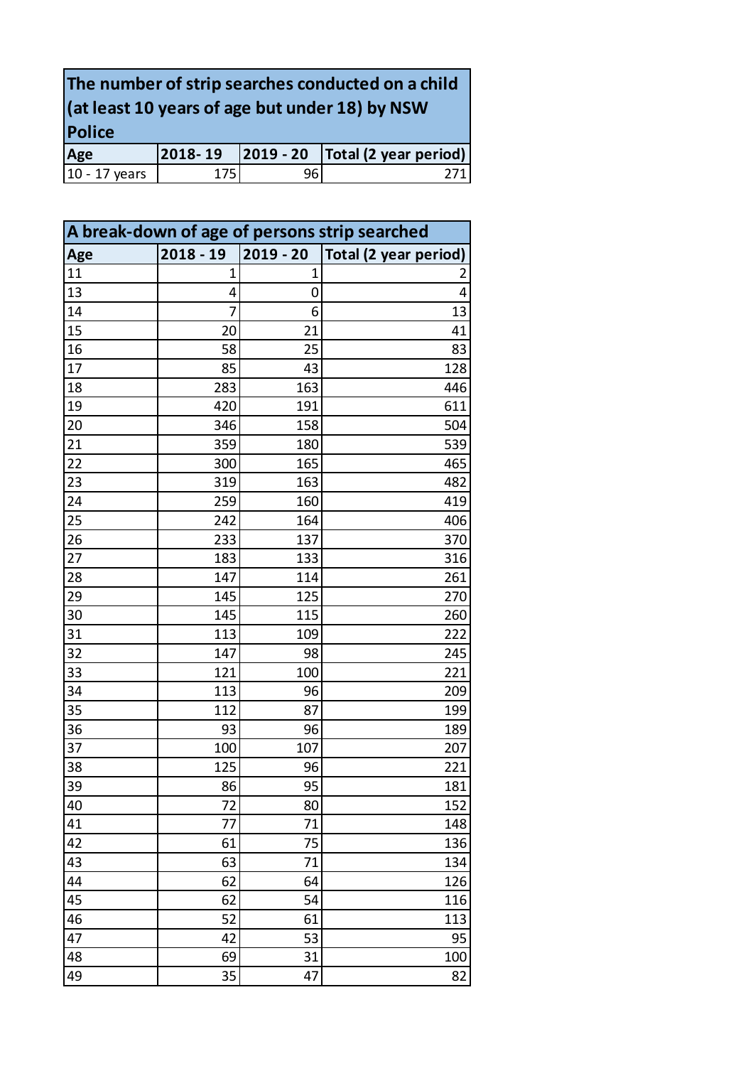| The number of strip searches conducted on a child (at least 10 years of age but under 18) by NSW Police | | | |
|---|---|---|---|
| **Age** | **2018- 19** | **2019 - 20** | **Total (2 year period)** |
| 10 - 17 years | 175 | 96 | 271 |

| A break-down of age of persons strip searched | | | |
|---|---|---|---|
| **Age** | **2018 - 19** | **2019 - 20** | **Total (2 year period)** |
| 11 | 1 | 1 | 2 |
| 13 | 4 | 0 | 4 |
| 14 | 7 | 6 | 13 |
| 15 | 20 | 21 | 41 |
| 16 | 58 | 25 | 83 |
| 17 | 85 | 43 | 128 |
| 18 | 283 | 163 | 446 |
| 19 | 420 | 191 | 611 |
| 20 | 346 | 158 | 504 |
| 21 | 359 | 180 | 539 |
| 22 | 300 | 165 | 465 |
| 23 | 319 | 163 | 482 |
| 24 | 259 | 160 | 419 |
| 25 | 242 | 164 | 406 |
| 26 | 233 | 137 | 370 |
| 27 | 183 | 133 | 316 |
| 28 | 147 | 114 | 261 |
| 29 | 145 | 125 | 270 |
| 30 | 145 | 115 | 260 |
| 31 | 113 | 109 | 222 |
| 32 | 147 | 98 | 245 |
| 33 | 121 | 100 | 221 |
| 34 | 113 | 96 | 209 |
| 35 | 112 | 87 | 199 |
| 36 | 93 | 96 | 189 |
| 37 | 100 | 107 | 207 |
| 38 | 125 | 96 | 221 |
| 39 | 86 | 95 | 181 |
| 40 | 72 | 80 | 152 |
| 41 | 77 | 71 | 148 |
| 42 | 61 | 75 | 136 |
| 43 | 63 | 71 | 134 |
| 44 | 62 | 64 | 126 |
| 45 | 62 | 54 | 116 |
| 46 | 52 | 61 | 113 |
| 47 | 42 | 53 | 95 |
| 48 | 69 | 31 | 100 |
| 49 | 35 | 47 | 82 |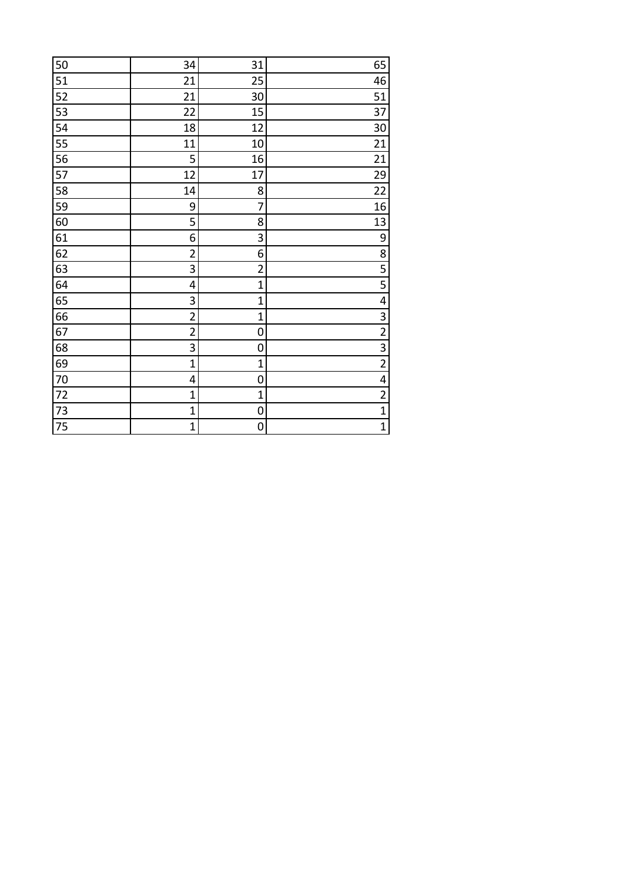| | | | |
|---|---|---|---|
| 50 | 34 | 31 | 65 |
| 51 | 21 | 25 | 46 |
| 52 | 21 | 30 | 51 |
| 53 | 22 | 15 | 37 |
| 54 | 18 | 12 | 30 |
| 55 | 11 | 10 | 21 |
| 56 | 5 | 16 | 21 |
| 57 | 12 | 17 | 29 |
| 58 | 14 | 8 | 22 |
| 59 | 9 | 7 | 16 |
| 60 | 5 | 8 | 13 |
| 61 | 6 | 3 | 9 |
| 62 | 2 | 6 | 8 |
| 63 | 3 | 2 | 5 |
| 64 | 4 | 1 | 5 |
| 65 | 3 | 1 | 4 |
| 66 | 2 | 1 | 3 |
| 67 | 2 | 0 | 2 |
| 68 | 3 | 0 | 3 |
| 69 | 1 | 1 | 2 |
| 70 | 4 | 0 | 4 |
| 72 | 1 | 1 | 2 |
| 73 | 1 | 0 | 1 |
| 75 | 1 | 0 | 1 |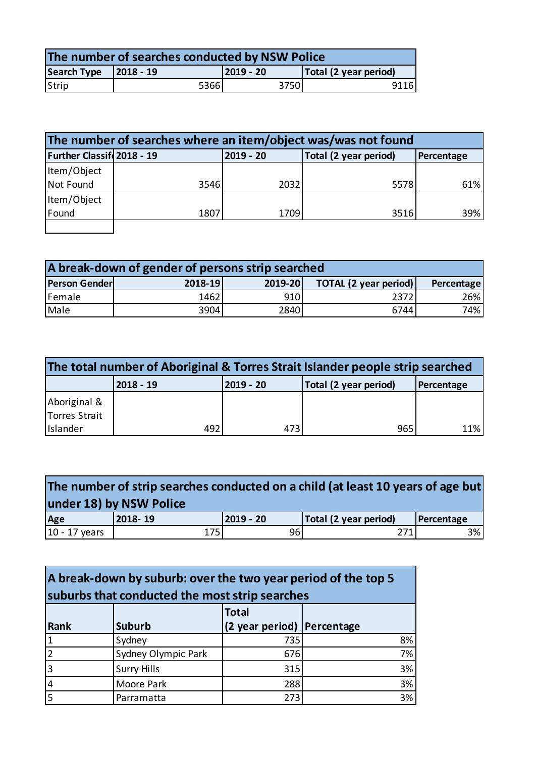| The number of searches conducted by NSW Police | | | |
|---|---|---|---|
| **Search Type** | **2018 - 19** | **2019 - 20** | **Total (2 year period)** |
| Strip | 5366 | 3750 | 9116 |

| The number of searches where an item/object was/was not found | | | | |
|---|---|---|---|---|
| **Further Classifi** | **2018 - 19** | **2019 - 20** | **Total (2 year period)** | **Percentage** |
| Item/Object Not Found | 3546 | 2032 | 5578 | 61% |
| Item/Object Found | 1807 | 1709 | 3516 | 39% |

| A break-down of gender of persons strip searched | | | | |
|---|---|---|---|---|
| **Person Gender** | **2018-19** | **2019-20** | **TOTAL (2 year period)** | **Percentage** |
| Female | 1462 | 910 | 2372 | 26% |
| Male | 3904 | 2840 | 6744 | 74% |

| The total number of Aboriginal & Torres Strait Islander people strip searched | | | | |
|---|---|---|---|---|
| | **2018 - 19** | **2019 - 20** | **Total (2 year period)** | **Percentage** |
| Aboriginal & Torres Strait Islander | 492 | 473 | 965 | 11% |

| The number of strip searches conducted on a child (at least 10 years of age but under 18) by NSW Police | | | | |
|---|---|---|---|---|
| **Age** | **2018- 19** | **2019 - 20** | **Total (2 year period)** | **Percentage** |
| 10 - 17 years | 175 | 96 | 271 | 3% |

| A break-down by suburb: over the two year period of the top 5 suburbs that conducted the most strip searches | | | |
|---|---|---|---|
| **Rank** | **Suburb** | **Total (2 year period)** | **Percentage** |
| 1 | Sydney | 735 | 8% |
| 2 | Sydney Olympic Park | 676 | 7% |
| 3 | Surry Hills | 315 | 3% |
| 4 | Moore Park | 288 | 3% |
| 5 | Parramatta | 273 | 3% |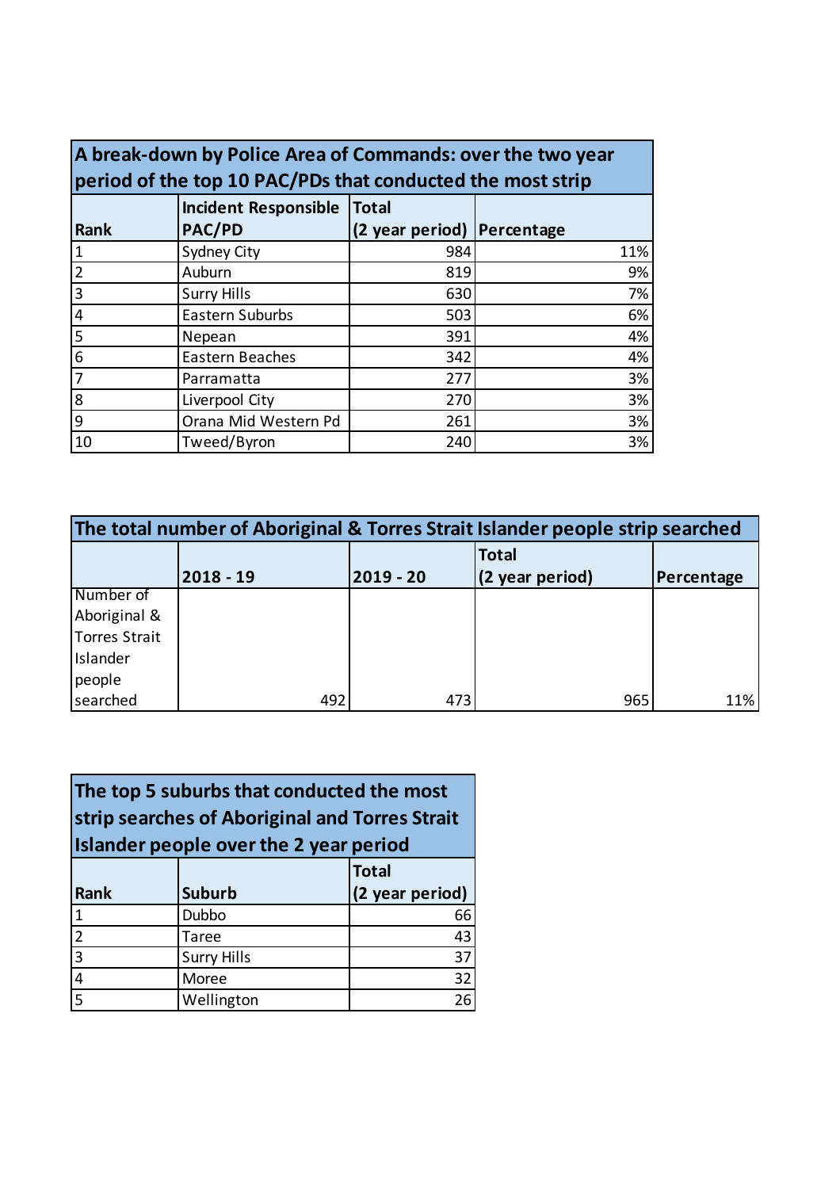| A break-down by Police Area of Commands: over the two year period of the top 10 PAC/PDs that conducted the most strip | | | |
|---|---|---|---|
| **Rank** | **Incident Responsible PAC/PD** | **Total (2 year period)** | **Percentage** |
| 1 | Sydney City | 984 | 11% |
| 2 | Auburn | 819 | 9% |
| 3 | Surry Hills | 630 | 7% |
| 4 | Eastern Suburbs | 503 | 6% |
| 5 | Nepean | 391 | 4% |
| 6 | Eastern Beaches | 342 | 4% |
| 7 | Parramatta | 277 | 3% |
| 8 | Liverpool City | 270 | 3% |
| 9 | Orana Mid Western Pd | 261 | 3% |
| 10 | Tweed/Byron | 240 | 3% |

| The total number of Aboriginal & Torres Strait Islander people strip searched | | | | |
|---|---|---|---|---|
| | **2018 - 19** | **2019 - 20** | **Total (2 year period)** | **Percentage** |
| Number of Aboriginal & Torres Strait Islander people searched | 492 | 473 | 965 | 11% |

| The top 5 suburbs that conducted the most strip searches of Aboriginal and Torres Strait Islander people over the 2 year period | | |
|---|---|---|
| **Rank** | **Suburb** | **Total (2 year period)** |
| 1 | Dubbo | 66 |
| 2 | Taree | 43 |
| 3 | Surry Hills | 37 |
| 4 | Moree | 32 |
| 5 | Wellington | 26 |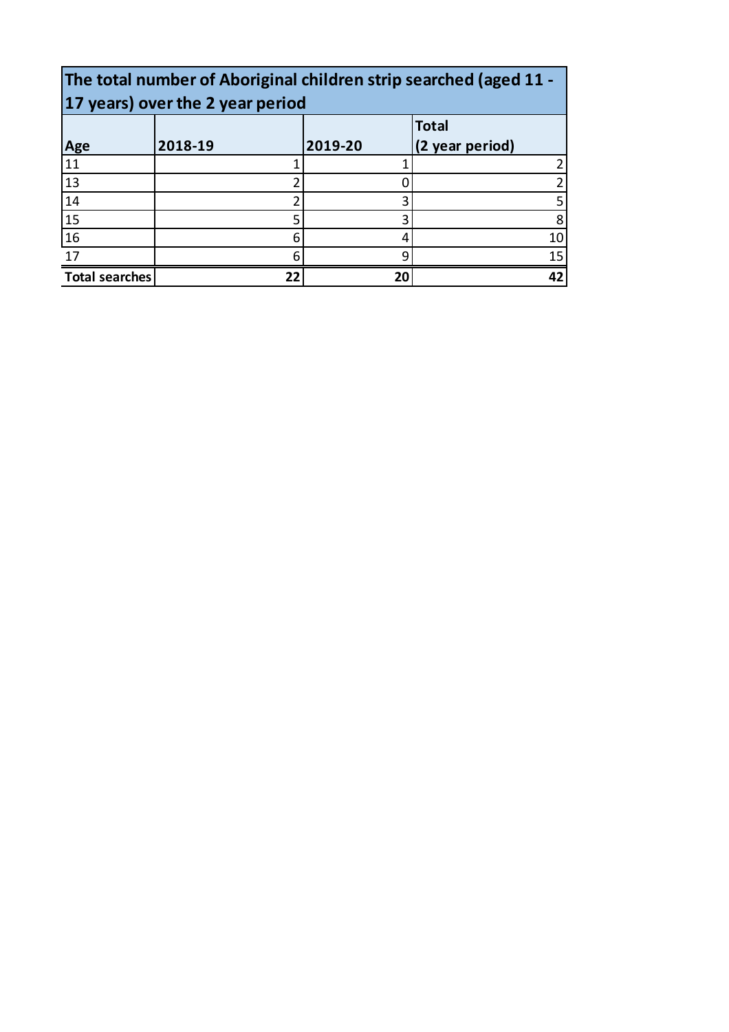| The total number of Aboriginal children strip searched (aged 11 - 17 years) over the 2 year period | | | |
|---|---|---|---|
| **Age** | **2018-19** | **2019-20** | **Total (2 year period)** |
| 11 | 1 | 1 | 2 |
| 13 | 2 | 0 | 2 |
| 14 | 2 | 3 | 5 |
| 15 | 5 | 3 | 8 |
| 16 | 6 | 4 | 10 |
| 17 | 6 | 9 | 15 |
| **Total searches** | **22** | **20** | **42** |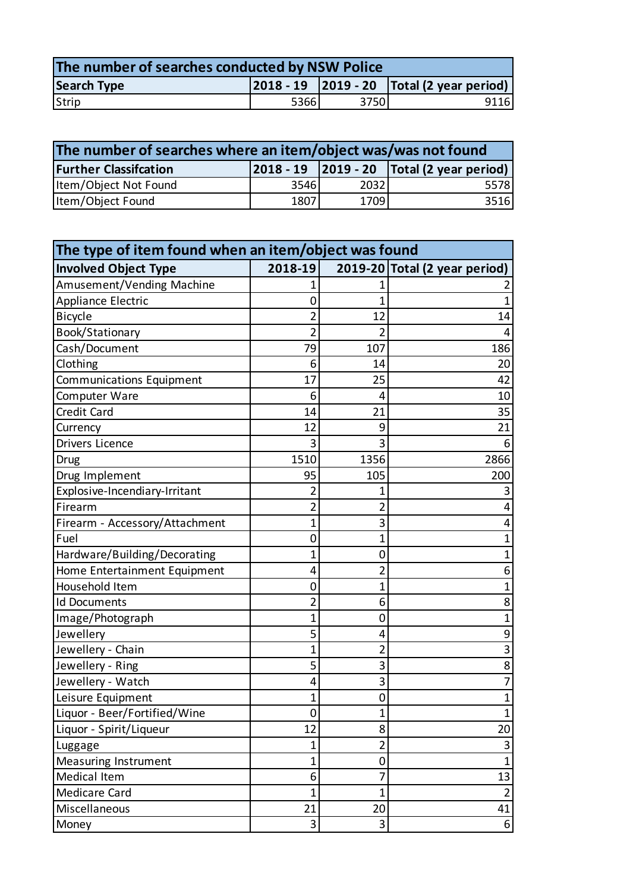| The number of searches conducted by NSW Police | | | |
|---|---|---|---|
| **Search Type** | **2018 - 19** | **2019 - 20** | **Total (2 year period)** |
| Strip | 5366 | 3750 | 9116 |

| The number of searches where an item/object was/was not found | | | |
|---|---|---|---|
| **Further Classifcation** | **2018 - 19** | **2019 - 20** | **Total (2 year period)** |
| Item/Object Not Found | 3546 | 2032 | 5578 |
| Item/Object Found | 1807 | 1709 | 3516 |

| The type of item found when an item/object was found | | | |
|---|---|---|---|
| **Involved Object Type** | **2018-19** | **2019-20** | **Total (2 year period)** |
| Amusement/Vending Machine | 1 | 1 | 2 |
| Appliance Electric | 0 | 1 | 1 |
| Bicycle | 2 | 12 | 14 |
| Book/Stationary | 2 | 2 | 4 |
| Cash/Document | 79 | 107 | 186 |
| Clothing | 6 | 14 | 20 |
| Communications Equipment | 17 | 25 | 42 |
| Computer Ware | 6 | 4 | 10 |
| Credit Card | 14 | 21 | 35 |
| Currency | 12 | 9 | 21 |
| Drivers Licence | 3 | 3 | 6 |
| Drug | 1510 | 1356 | 2866 |
| Drug Implement | 95 | 105 | 200 |
| Explosive-Incendiary-Irritant | 2 | 1 | 3 |
| Firearm | 2 | 2 | 4 |
| Firearm - Accessory/Attachment | 1 | 3 | 4 |
| Fuel | 0 | 1 | 1 |
| Hardware/Building/Decorating | 1 | 0 | 1 |
| Home Entertainment Equipment | 4 | 2 | 6 |
| Household Item | 0 | 1 | 1 |
| Id Documents | 2 | 6 | 8 |
| Image/Photograph | 1 | 0 | 1 |
| Jewellery | 5 | 4 | 9 |
| Jewellery - Chain | 1 | 2 | 3 |
| Jewellery - Ring | 5 | 3 | 8 |
| Jewellery - Watch | 4 | 3 | 7 |
| Leisure Equipment | 1 | 0 | 1 |
| Liquor - Beer/Fortified/Wine | 0 | 1 | 1 |
| Liquor - Spirit/Liqueur | 12 | 8 | 20 |
| Luggage | 1 | 2 | 3 |
| Measuring Instrument | 1 | 0 | 1 |
| Medical Item | 6 | 7 | 13 |
| Medicare Card | 1 | 1 | 2 |
| Miscellaneous | 21 | 20 | 41 |
| Money | 3 | 3 | 6 |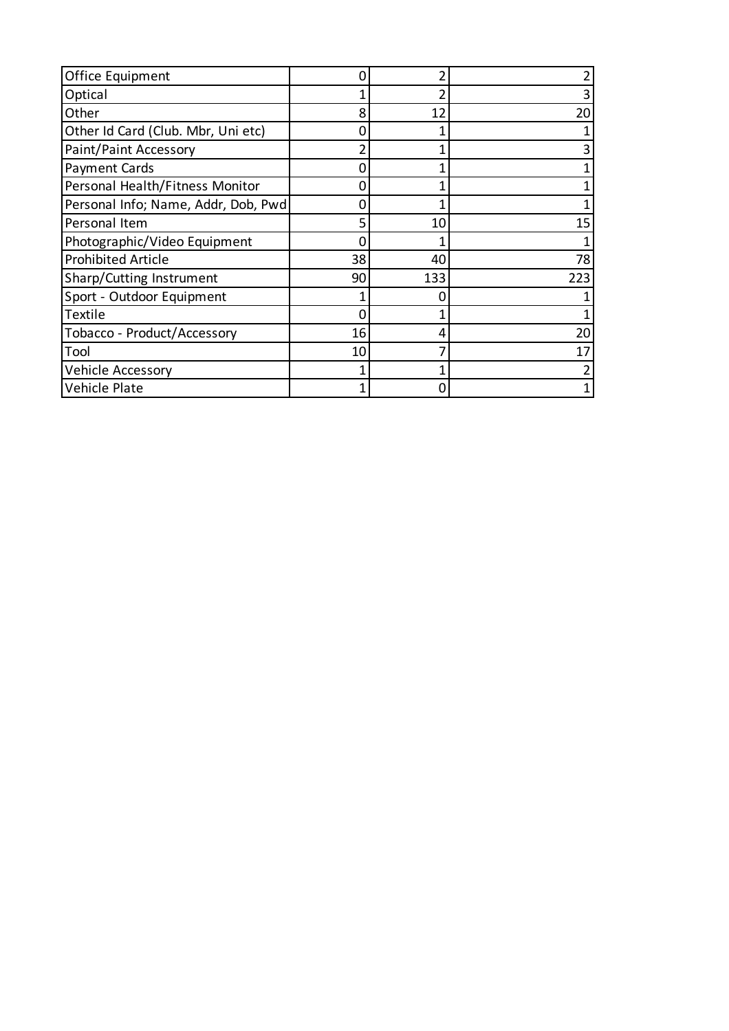| | | | |
|---|---|---|---|
| Office Equipment | 0 | 2 | 2 |
| Optical | 1 | 2 | 3 |
| Other | 8 | 12 | 20 |
| Other Id Card (Club. Mbr, Uni etc) | 0 | 1 | 1 |
| Paint/Paint Accessory | 2 | 1 | 3 |
| Payment Cards | 0 | 1 | 1 |
| Personal Health/Fitness Monitor | 0 | 1 | 1 |
| Personal Info; Name, Addr, Dob, Pwd | 0 | 1 | 1 |
| Personal Item | 5 | 10 | 15 |
| Photographic/Video Equipment | 0 | 1 | 1 |
| Prohibited Article | 38 | 40 | 78 |
| Sharp/Cutting Instrument | 90 | 133 | 223 |
| Sport - Outdoor Equipment | 1 | 0 | 1 |
| Textile | 0 | 1 | 1 |
| Tobacco - Product/Accessory | 16 | 4 | 20 |
| Tool | 10 | 7 | 17 |
| Vehicle Accessory | 1 | 1 | 2 |
| Vehicle Plate | 1 | 0 | 1 |